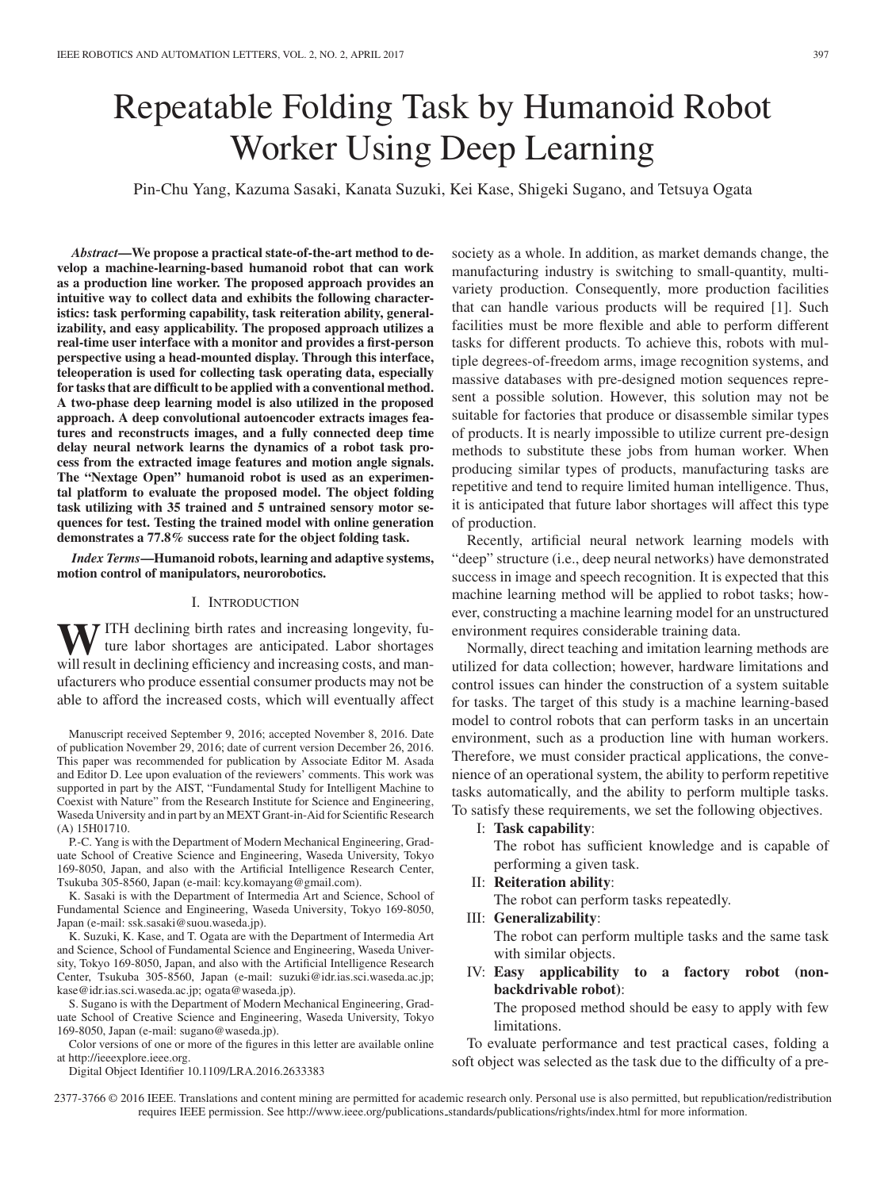# Repeatable Folding Task by Humanoid Robot Worker Using Deep Learning

Pin-Chu Yang, Kazuma Sasaki, Kanata Suzuki, Kei Kase, Shigeki Sugano, and Tetsuya Ogata

***Abstract*—We propose a practical state-of-the-art method to develop a machine-learning-based humanoid robot that can work as a production line worker. The proposed approach provides an intuitive way to collect data and exhibits the following characteristics: task performing capability, task reiteration ability, generalizability, and easy applicability. The proposed approach utilizes a real-time user interface with a monitor and provides a first-person perspective using a head-mounted display. Through this interface, teleoperation is used for collecting task operating data, especially for tasks that are difficult to be applied with a conventional method. A two-phase deep learning model is also utilized in the proposed approach. A deep convolutional autoencoder extracts images features and reconstructs images, and a fully connected deep time delay neural network learns the dynamics of a robot task process from the extracted image features and motion angle signals. The "Nextage Open" humanoid robot is used as an experimental platform to evaluate the proposed model. The object folding task utilizing with 35 trained and 5 untrained sensory motor sequences for test. Testing the trained model with online generation demonstrates a 77.8% success rate for the object folding task.**

***Index Terms*—Humanoid robots, learning and adaptive systems, motion control of manipulators, neurorobotics.**

## I. Introduction

With declining birth rates and increasing longevity, future labor shortages are anticipated. Labor shortages will result in declining efficiency and increasing costs, and manufacturers who produce essential consumer products may not be able to afford the increased costs, which will eventually affect society as a whole. In addition, as market demands change, the manufacturing industry is switching to small-quantity, multi-variety production. Consequently, more production facilities that can handle various products will be required [1]. Such facilities must be more flexible and able to perform different tasks for different products. To achieve this, robots with multiple degrees-of-freedom arms, image recognition systems, and massive databases with pre-designed motion sequences represent a possible solution. However, this solution may not be suitable for factories that produce or disassemble similar types of products. It is nearly impossible to utilize current pre-design methods to substitute these jobs from human worker. When producing similar types of products, manufacturing tasks are repetitive and tend to require limited human intelligence. Thus, it is anticipated that future labor shortages will affect this type of production.

Recently, artificial neural network learning models with "deep" structure (i.e., deep neural networks) have demonstrated success in image and speech recognition. It is expected that this machine learning method will be applied to robot tasks; however, constructing a machine learning model for an unstructured environment requires considerable training data.

Normally, direct teaching and imitation learning methods are utilized for data collection; however, hardware limitations and control issues can hinder the construction of a system suitable for tasks. The target of this study is a machine learning-based model to control robots that can perform tasks in an uncertain environment, such as a production line with human workers. Therefore, we must consider practical applications, the convenience of an operational system, the ability to perform repetitive tasks automatically, and the ability to perform multiple tasks. To satisfy these requirements, we set the following objectives.

I: **Task capability**:
The robot has sufficient knowledge and is capable of performing a given task.

II: **Reiteration ability**:
The robot can perform tasks repeatedly.

III: **Generalizability**:
The robot can perform multiple tasks and the same task with similar objects.

IV: **Easy applicability to a factory robot (non-backdrivable robot)**:
The proposed method should be easy to apply with few limitations.

To evaluate performance and test practical cases, folding a soft object was selected as the task due to the difficulty of a pre-

Manuscript received September 9, 2016; accepted November 8, 2016. Date of publication November 29, 2016; date of current version December 26, 2016. This paper was recommended for publication by Associate Editor M. Asada and Editor D. Lee upon evaluation of the reviewers' comments. This work was supported in part by the AIST, "Fundamental Study for Intelligent Machine to Coexist with Nature" from the Research Institute for Science and Engineering, Waseda University and in part by an MEXT Grant-in-Aid for Scientific Research (A) 15H01710.

P.-C. Yang is with the Department of Modern Mechanical Engineering, Graduate School of Creative Science and Engineering, Waseda University, Tokyo 169-8050, Japan, and also with the Artificial Intelligence Research Center, Tsukuba 305-8560, Japan (e-mail: kcy.komayang@gmail.com).

K. Sasaki is with the Department of Intermedia Art and Science, School of Fundamental Science and Engineering, Waseda University, Tokyo 169-8050, Japan (e-mail: ssk.sasaki@suou.waseda.jp).

K. Suzuki, K. Kase, and T. Ogata are with the Department of Intermedia Art and Science, School of Fundamental Science and Engineering, Waseda University, Tokyo 169-8050, Japan, and also with the Artificial Intelligence Research Center, Tsukuba 305-8560, Japan (e-mail: suzuki@idr.ias.sci.waseda.ac.jp; kase@idr.ias.sci.waseda.ac.jp; ogata@waseda.jp).

S. Sugano is with the Department of Modern Mechanical Engineering, Graduate School of Creative Science and Engineering, Waseda University, Tokyo 169-8050, Japan (e-mail: sugano@waseda.jp).

Color versions of one or more of the figures in this letter are available online at http://ieeexplore.ieee.org.

Digital Object Identifier 10.1109/LRA.2016.2633383

2377-3766 © 2016 IEEE. Translations and content mining are permitted for academic research only. Personal use is also permitted, but republication/redistribution requires IEEE permission. See http://www.ieee.org/publications_standards/publications/rights/index.html for more information.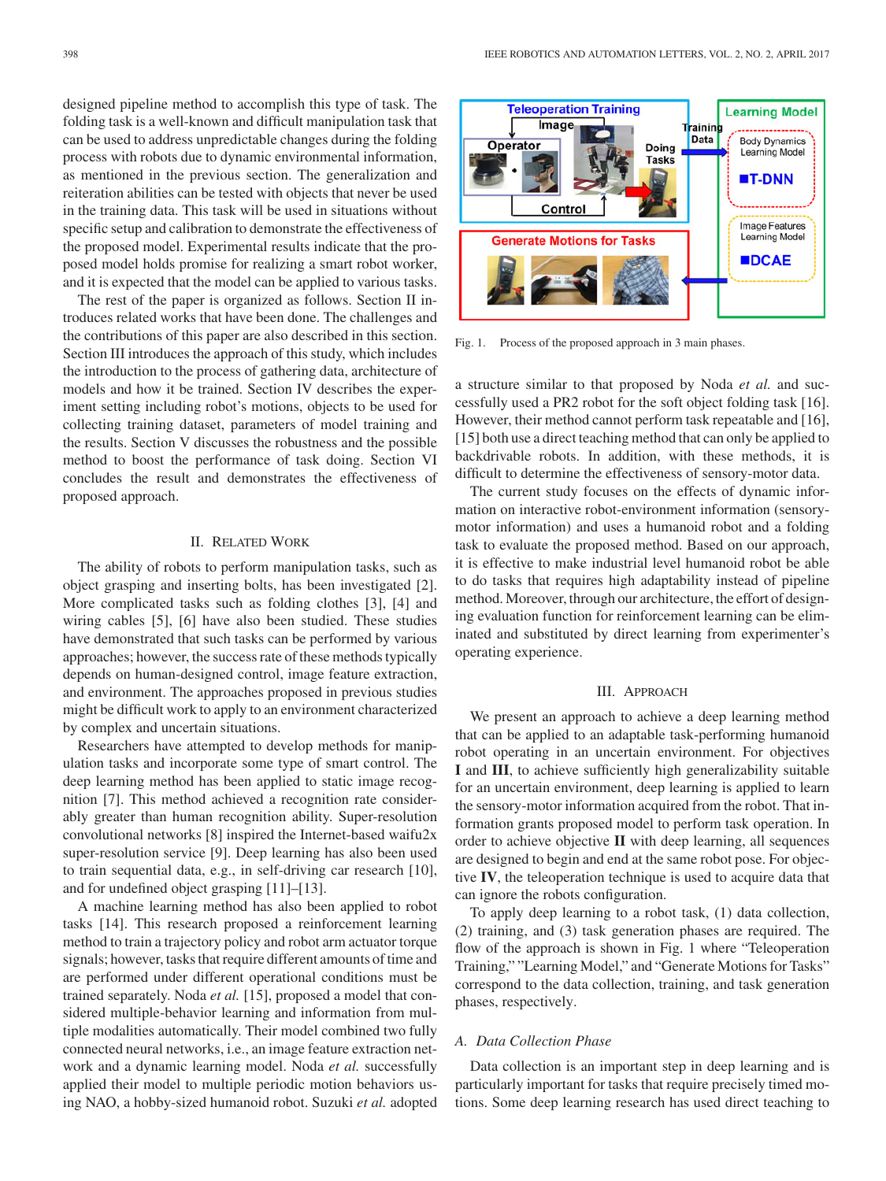designed pipeline method to accomplish this type of task. The folding task is a well-known and difficult manipulation task that can be used to address unpredictable changes during the folding process with robots due to dynamic environmental information, as mentioned in the previous section. The generalization and reiteration abilities can be tested with objects that never be used in the training data. This task will be used in situations without specific setup and calibration to demonstrate the effectiveness of the proposed model. Experimental results indicate that the proposed model holds promise for realizing a smart robot worker, and it is expected that the model can be applied to various tasks.

The rest of the paper is organized as follows. Section II introduces related works that have been done. The challenges and the contributions of this paper are also described in this section. Section III introduces the approach of this study, which includes the introduction to the process of gathering data, architecture of models and how it be trained. Section IV describes the experiment setting including robot's motions, objects to be used for collecting training dataset, parameters of model training and the results. Section V discusses the robustness and the possible method to boost the performance of task doing. Section VI concludes the result and demonstrates the effectiveness of proposed approach.

## II. Related Work

The ability of robots to perform manipulation tasks, such as object grasping and inserting bolts, has been investigated [2]. More complicated tasks such as folding clothes [3], [4] and wiring cables [5], [6] have also been studied. These studies have demonstrated that such tasks can be performed by various approaches; however, the success rate of these methods typically depends on human-designed control, image feature extraction, and environment. The approaches proposed in previous studies might be difficult work to apply to an environment characterized by complex and uncertain situations.

Researchers have attempted to develop methods for manipulation tasks and incorporate some type of smart control. The deep learning method has been applied to static image recognition [7]. This method achieved a recognition rate considerably greater than human recognition ability. Super-resolution convolutional networks [8] inspired the Internet-based waifu2x super-resolution service [9]. Deep learning has also been used to train sequential data, e.g., in self-driving car research [10], and for undefined object grasping [11]–[13].

A machine learning method has also been applied to robot tasks [14]. This research proposed a reinforcement learning method to train a trajectory policy and robot arm actuator torque signals; however, tasks that require different amounts of time and are performed under different operational conditions must be trained separately. Noda *et al.* [15], proposed a model that considered multiple-behavior learning and information from multiple modalities automatically. Their model combined two fully connected neural networks, i.e., an image feature extraction network and a dynamic learning model. Noda *et al.* successfully applied their model to multiple periodic motion behaviors using NAO, a hobby-sized humanoid robot. Suzuki *et al.* adopted a structure similar to that proposed by Noda *et al.* and successfully used a PR2 robot for the soft object folding task [16]. However, their method cannot perform task repeatable and [16], [15] both use a direct teaching method that can only be applied to backdrivable robots. In addition, with these methods, it is difficult to determine the effectiveness of sensory-motor data.

The current study focuses on the effects of dynamic information on interactive robot-environment information (sensory-motor information) and uses a humanoid robot and a folding task to evaluate the proposed method. Based on our approach, it is effective to make industrial level humanoid robot be able to do tasks that requires high adaptability instead of pipeline method. Moreover, through our architecture, the effort of designing evaluation function for reinforcement learning can be eliminated and substituted by direct learning from experimenter's operating experience.

Teleoperation Training
Image
Operator
Doing Tasks
Control
Training Data
Learning Model
Body Dynamics Learning Model
■T-DNN
Image Features Learning Model
■DCAE
Generate Motions for Tasks

Fig. 1. Process of the proposed approach in 3 main phases.

## III. Approach

We present an approach to achieve a deep learning method that can be applied to an adaptable task-performing humanoid robot operating in an uncertain environment. For objectives **I** and **III**, to achieve sufficiently high generalizability suitable for an uncertain environment, deep learning is applied to learn the sensory-motor information acquired from the robot. That information grants proposed model to perform task operation. In order to achieve objective **II** with deep learning, all sequences are designed to begin and end at the same robot pose. For objective **IV**, the teleoperation technique is used to acquire data that can ignore the robots configuration.

To apply deep learning to a robot task, (1) data collection, (2) training, and (3) task generation phases are required. The flow of the approach is shown in Fig. 1 where "Teleoperation Training," "Learning Model," and "Generate Motions for Tasks" correspond to the data collection, training, and task generation phases, respectively.

### A. Data Collection Phase

Data collection is an important step in deep learning and is particularly important for tasks that require precisely timed motions. Some deep learning research has used direct teaching to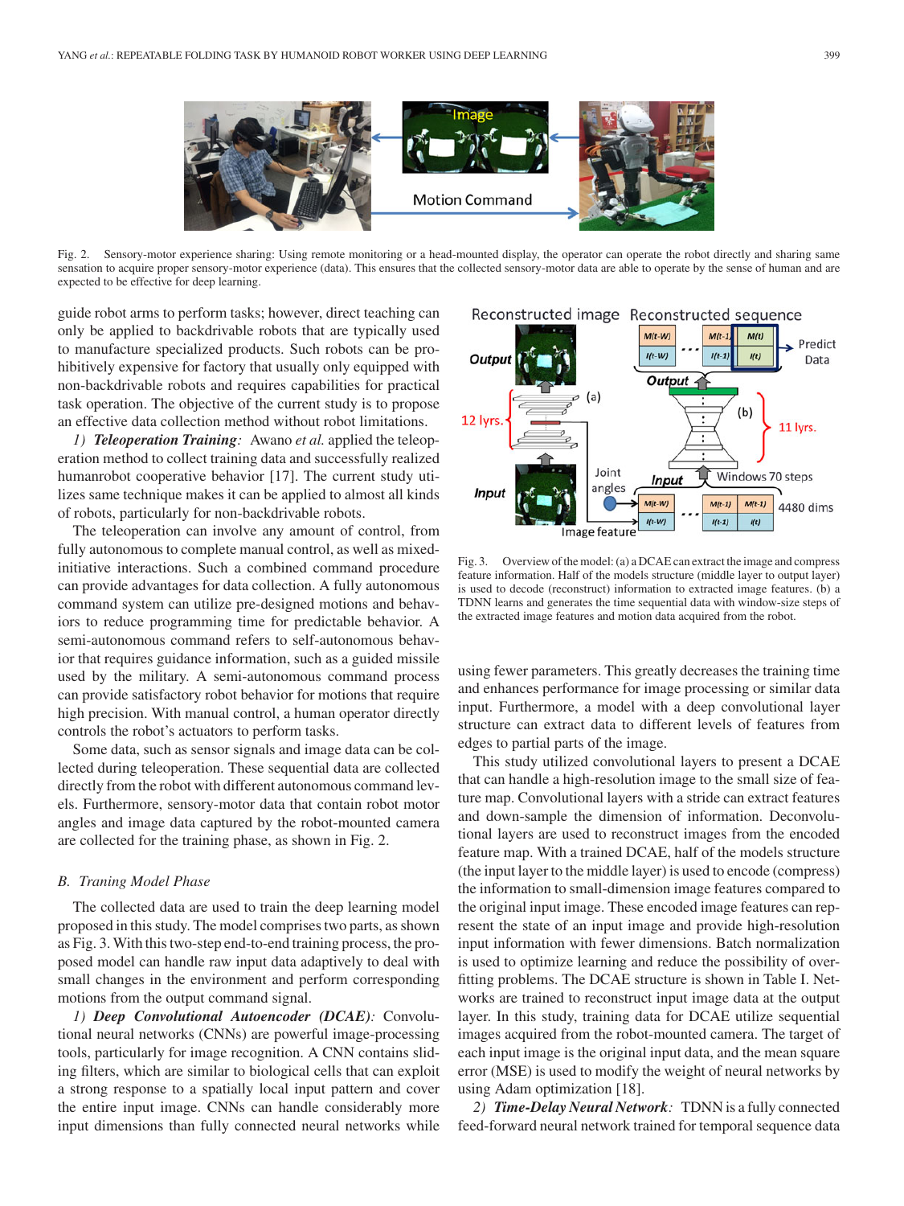Fig. 2. Sensory-motor experience sharing: Using remote monitoring or a head-mounted display, the operator can operate the robot directly and sharing same sensation to acquire proper sensory-motor experience (data). This ensures that the collected sensory-motor data are able to operate by the sense of human and are expected to be effective for deep learning.

guide robot arms to perform tasks; however, direct teaching can only be applied to backdrivable robots that are typically used to manufacture specialized products. Such robots can be prohibitively expensive for factory that usually only equipped with non-backdrivable robots and requires capabilities for practical task operation. The objective of the current study is to propose an effective data collection method without robot limitations.

*1) **Teleoperation Training**:* Awano *et al.* applied the teleoperation method to collect training data and successfully realized humanrobot cooperative behavior [17]. The current study utilizes same technique makes it can be applied to almost all kinds of robots, particularly for non-backdrivable robots.

The teleoperation can involve any amount of control, from fully autonomous to complete manual control, as well as mixed-initiative interactions. Such a combined command procedure can provide advantages for data collection. A fully autonomous command system can utilize pre-designed motions and behaviors to reduce programming time for predictable behavior. A semi-autonomous command refers to self-autonomous behavior that requires guidance information, such as a guided missile used by the military. A semi-autonomous command process can provide satisfactory robot behavior for motions that require high precision. With manual control, a human operator directly controls the robot's actuators to perform tasks.

Some data, such as sensor signals and image data can be collected during teleoperation. These sequential data are collected directly from the robot with different autonomous command levels. Furthermore, sensory-motor data that contain robot motor angles and image data captured by the robot-mounted camera are collected for the training phase, as shown in Fig. 2.

## *B. Traning Model Phase*

The collected data are used to train the deep learning model proposed in this study. The model comprises two parts, as shown as Fig. 3. With this two-step end-to-end training process, the proposed model can handle raw input data adaptively to deal with small changes in the environment and perform corresponding motions from the output command signal.

*1) **Deep Convolutional Autoencoder (DCAE)**:* Convolutional neural networks (CNNs) are powerful image-processing tools, particularly for image recognition. A CNN contains sliding filters, which are similar to biological cells that can exploit a strong response to a spatially local input pattern and cover the entire input image. CNNs can handle considerably more input dimensions than fully connected neural networks while using fewer parameters. This greatly decreases the training time and enhances performance for image processing or similar data input. Furthermore, a model with a deep convolutional layer structure can extract data to different levels of features from edges to partial parts of the image.

Fig. 3. Overview of the model: (a) a DCAE can extract the image and compress feature information. Half of the models structure (middle layer to output layer) is used to decode (reconstruct) information to extracted image features. (b) a TDNN learns and generates the time sequential data with window-size steps of the extracted image features and motion data acquired from the robot.

This study utilized convolutional layers to present a DCAE that can handle a high-resolution image to the small size of feature map. Convolutional layers with a stride can extract features and down-sample the dimension of information. Deconvolutional layers are used to reconstruct images from the encoded feature map. With a trained DCAE, half of the models structure (the input layer to the middle layer) is used to encode (compress) the information to small-dimension image features compared to the original input image. These encoded image features can represent the state of an input image and provide high-resolution input information with fewer dimensions. Batch normalization is used to optimize learning and reduce the possibility of overfitting problems. The DCAE structure is shown in Table I. Networks are trained to reconstruct input image data at the output layer. In this study, training data for DCAE utilize sequential images acquired from the robot-mounted camera. The target of each input image is the original input data, and the mean square error (MSE) is used to modify the weight of neural networks by using Adam optimization [18].

*2) **Time-Delay Neural Network**:* TDNN is a fully connected feed-forward neural network trained for temporal sequence data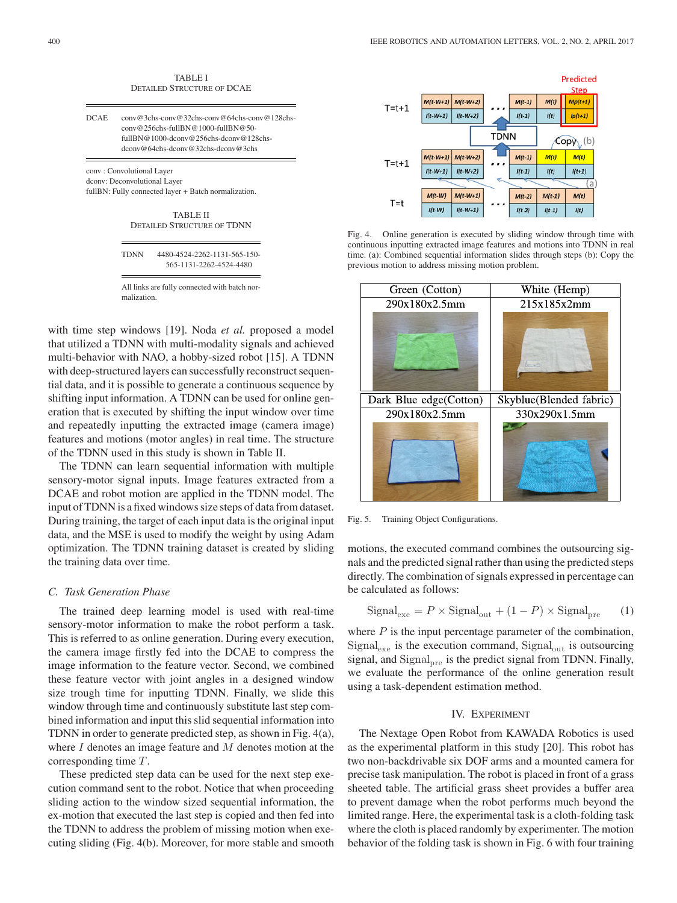TABLE I

DETAILED STRUCTURE OF DCAE

| | |
|---|---|
| DCAE | conv@3chs-conv@32chs-conv@64chs-conv@128chs-conv@256chs-fullBN@1000-fullBN@50-fullBN@1000-dconv@256chs-dconv@128chs-dconv@64chs-dconv@32chs-dconv@3chs |

conv : Convolutional Layer
dconv: Deconvolutional Layer
fullBN: Fully connected layer + Batch normalization.

TABLE II

DETAILED STRUCTURE OF TDNN

| | |
|---|---|
| TDNN | 4480-4524-2262-1131-565-150-565-1131-2262-4524-4480 |

All links are fully connected with batch normalization.

with time step windows [19]. Noda *et al.* proposed a model that utilized a TDNN with multi-modality signals and achieved multi-behavior with NAO, a hobby-sized robot [15]. A TDNN with deep-structured layers can successfully reconstruct sequential data, and it is possible to generate a continuous sequence by shifting input information. A TDNN can be used for online generation that is executed by shifting the input window over time and repeatedly inputting the extracted image (camera image) features and motions (motor angles) in real time. The structure of the TDNN used in this study is shown in Table II.

The TDNN can learn sequential information with multiple sensory-motor signal inputs. Image features extracted from a DCAE and robot motion are applied in the TDNN model. The input of TDNN is a fixed windows size steps of data from dataset. During training, the target of each input data is the original input data, and the MSE is used to modify the weight by using Adam optimization. The TDNN training dataset is created by sliding the training data over time.

### C. Task Generation Phase

The trained deep learning model is used with real-time sensory-motor information to make the robot perform a task. This is referred to as online generation. During every execution, the camera image firstly fed into the DCAE to compress the image information to the feature vector. Second, we combined these feature vector with joint angles in a designed window size trough time for inputting TDNN. Finally, we slide this window through time and continuously substitute last step combined information and input this slid sequential information into TDNN in order to generate predicted step, as shown in Fig. 4(a), where $I$ denotes an image feature and $M$ denotes motion at the corresponding time $T$.

These predicted step data can be used for the next step execution command sent to the robot. Notice that when proceeding sliding action to the window sized sequential information, the ex-motion that executed the last step is copied and then fed into the TDNN to address the problem of missing motion when executing sliding (Fig. 4(b). Moreover, for more stable and smooth

Predicted Step

T=t+1

M(t-W+1) M(t-W+2) ... M(t-1) M(t) Mp(t+1)

I(t-W+1) I(t-W+2) ... I(t-1) I(t) Ip(t+1)

TDNN

Copy (b)

T=t+1

M(t-W+1) M(t-W+2) ... M(t-1) M(t) M(t)

I(t-W+1) I(t-W+2) ... I(t-1) I(t) I(t+1)

(a)

T=t

M(t-W) M(t-W+1) ... M(t-2) M(t-1) M(t)

I(t-W) I(t-W+1) ... I(t-2) I(t-1) I(t)

Fig. 4. Online generation is executed by sliding window through time with continuous inputting extracted image features and motions into TDNN in real time. (a): Combined sequential information slides through steps (b): Copy the previous motion to address missing motion problem.

Green (Cotton) 290x180x2.5mm

White (Hemp) 215x185x2mm

Dark Blue edge(Cotton) 290x180x2.5mm

Skyblue(Blended fabric) 330x290x1.5mm

Fig. 5. Training Object Configurations.

motions, the executed command combines the outsourcing signals and the predicted signal rather than using the predicted steps directly. The combination of signals expressed in percentage can be calculated as follows:

$$\text{Signal}_{\text{exe}} = P \times \text{Signal}_{\text{out}} + (1 - P) \times \text{Signal}_{\text{pre}} \qquad (1)$$

where $P$ is the input percentage parameter of the combination, $\text{Signal}_{\text{exe}}$ is the execution command, $\text{Signal}_{\text{out}}$ is outsourcing signal, and $\text{Signal}_{\text{pre}}$ is the predict signal from TDNN. Finally, we evaluate the performance of the online generation result using a task-dependent estimation method.

## IV. EXPERIMENT

The Nextage Open Robot from KAWADA Robotics is used as the experimental platform in this study [20]. This robot has two non-backdrivable six DOF arms and a mounted camera for precise task manipulation. The robot is placed in front of a grass sheeted table. The artificial grass sheet provides a buffer area to prevent damage when the robot performs much beyond the limited range. Here, the experimental task is a cloth-folding task where the cloth is placed randomly by experimenter. The motion behavior of the folding task is shown in Fig. 6 with four training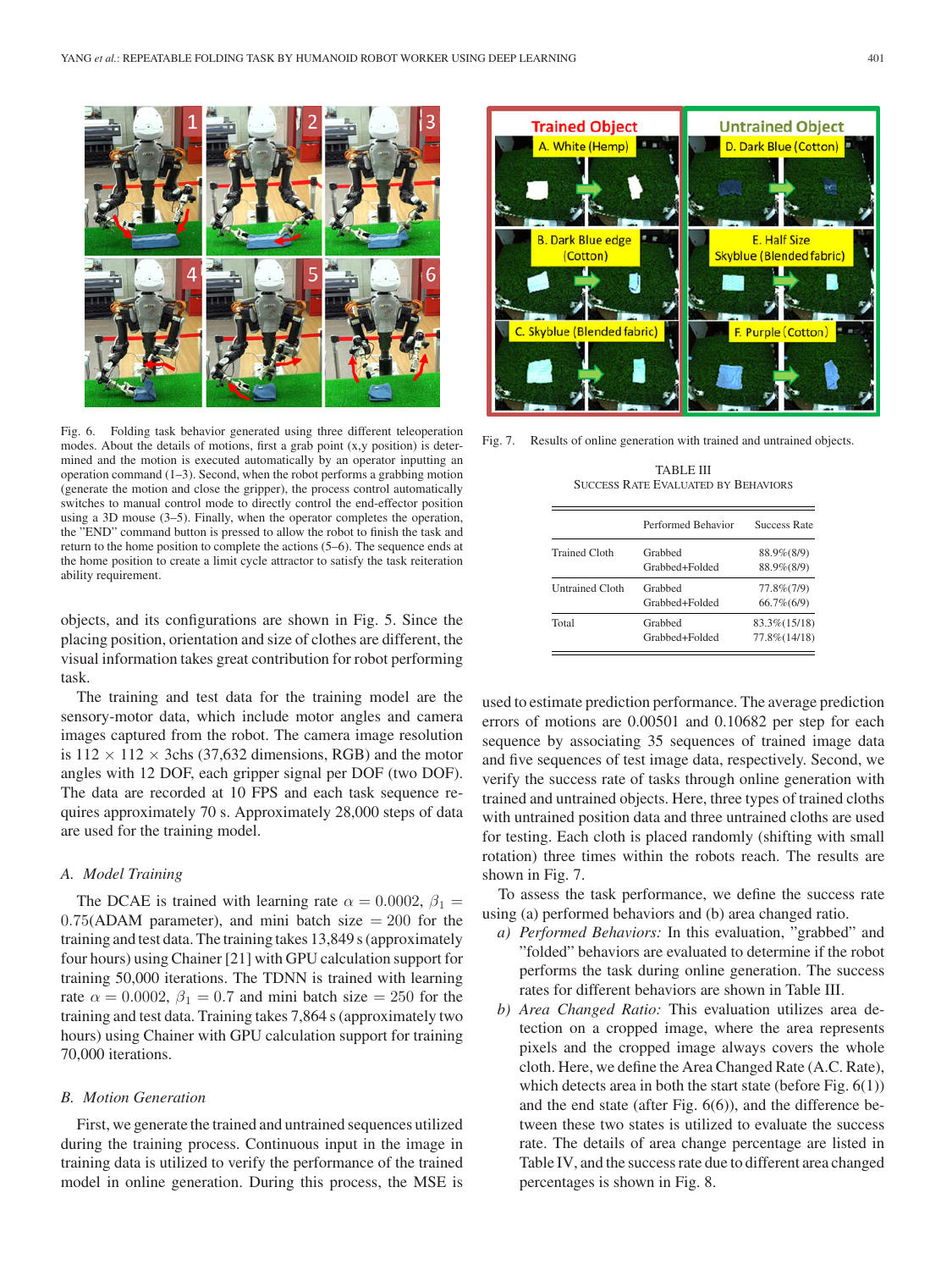Fig. 6. Folding task behavior generated using three different teleoperation modes. About the details of motions, first a grab point (x,y position) is determined and the motion is executed automatically by an operator inputting an operation command (1–3). Second, when the robot performs a grabbing motion (generate the motion and close the gripper), the process control automatically switches to manual control mode to directly control the end-effector position using a 3D mouse (3–5). Finally, when the operator completes the operation, the "END" command button is pressed to allow the robot to finish the task and return to the home position to complete the actions (5–6). The sequence ends at the home position to create a limit cycle attractor to satisfy the task reiteration ability requirement.

objects, and its configurations are shown in Fig. 5. Since the placing position, orientation and size of clothes are different, the visual information takes great contribution for robot performing task.

The training and test data for the training model are the sensory-motor data, which include motor angles and camera images captured from the robot. The camera image resolution is $112 \times 112 \times 3$chs (37,632 dimensions, RGB) and the motor angles with 12 DOF, each gripper signal per DOF (two DOF). The data are recorded at 10 FPS and each task sequence requires approximately 70 s. Approximately 28,000 steps of data are used for the training model.

### A. Model Training

The DCAE is trained with learning rate $\alpha = 0.0002$, $\beta_1 = 0.75$(ADAM parameter), and mini batch size $= 200$ for the training and test data. The training takes 13,849 s (approximately four hours) using Chainer [21] with GPU calculation support for training 50,000 iterations. The TDNN is trained with learning rate $\alpha = 0.0002$, $\beta_1 = 0.7$ and mini batch size $= 250$ for the training and test data. Training takes 7,864 s (approximately two hours) using Chainer with GPU calculation support for training 70,000 iterations.

### B. Motion Generation

First, we generate the trained and untrained sequences utilized during the training process. Continuous input in the image in training data is utilized to verify the performance of the trained model in online generation. During this process, the MSE is used to estimate prediction performance. The average prediction errors of motions are 0.00501 and 0.10682 per step for each sequence by associating 35 sequences of trained image data and five sequences of test image data, respectively. Second, we verify the success rate of tasks through online generation with trained and untrained objects. Here, three types of trained cloths with untrained position data and three untrained cloths are used for testing. Each cloth is placed randomly (shifting with small rotation) three times within the robots reach. The results are shown in Fig. 7.

Fig. 7. Results of online generation with trained and untrained objects.

TABLE III
SUCCESS RATE EVALUATED BY BEHAVIORS

| | Performed Behavior | Success Rate |
|---|---|---|
| Trained Cloth | Grabbed | 88.9%(8/9) |
| | Grabbed+Folded | 88.9%(8/9) |
| Untrained Cloth | Grabbed | 77.8%(7/9) |
| | Grabbed+Folded | 66.7%(6/9) |
| Total | Grabbed | 83.3%(15/18) |
| | Grabbed+Folded | 77.8%(14/18) |

To assess the task performance, we define the success rate using (a) performed behaviors and (b) area changed ratio.

*a) Performed Behaviors:* In this evaluation, "grabbed" and "folded" behaviors are evaluated to determine if the robot performs the task during online generation. The success rates for different behaviors are shown in Table III.

*b) Area Changed Ratio:* This evaluation utilizes area detection on a cropped image, where the area represents pixels and the cropped image always covers the whole cloth. Here, we define the Area Changed Rate (A.C. Rate), which detects area in both the start state (before Fig. 6(1)) and the end state (after Fig. 6(6)), and the difference between these two states is utilized to evaluate the success rate. The details of area change percentage are listed in Table IV, and the success rate due to different area changed percentages is shown in Fig. 8.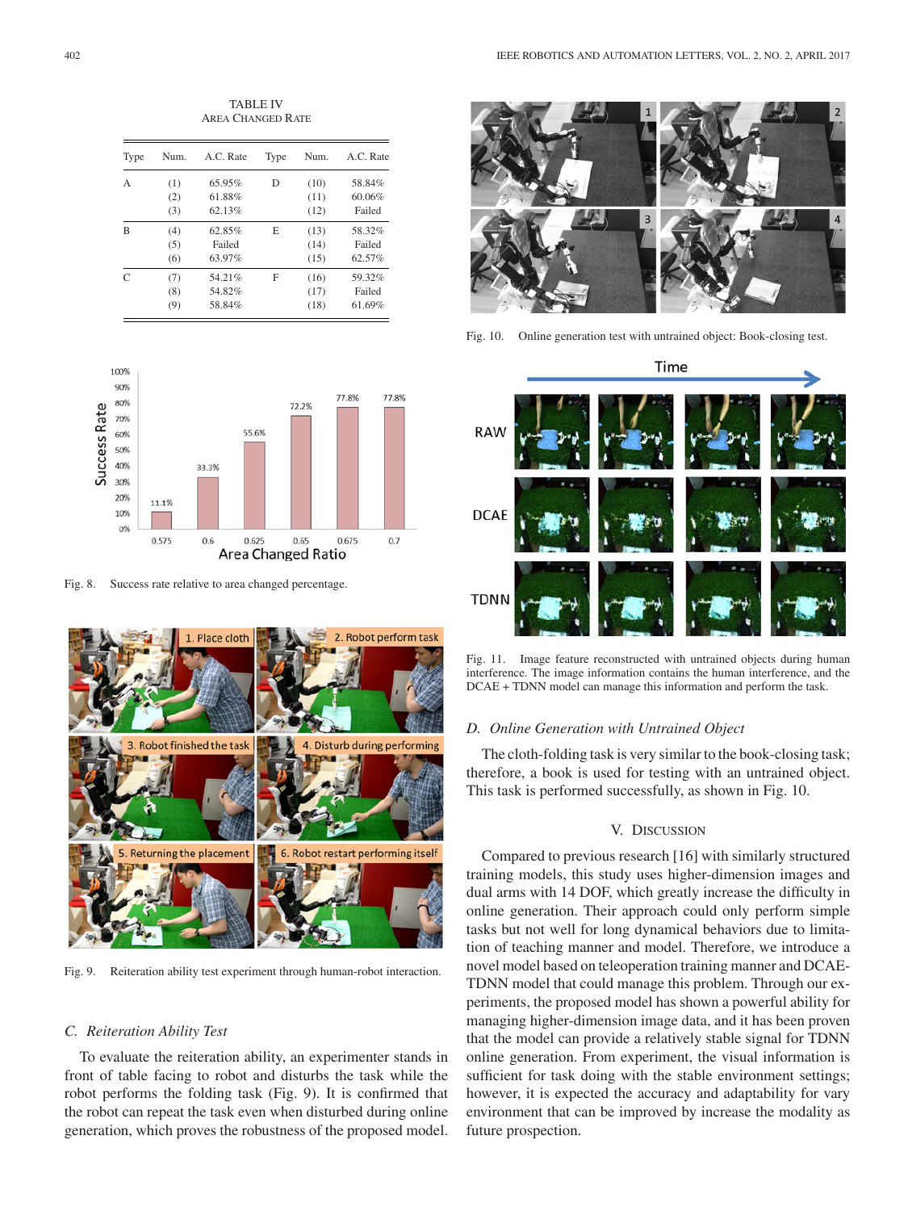TABLE IV
AREA CHANGED RATE

| Type | Num. | A.C. Rate | Type | Num. | A.C. Rate |
|---|---|---|---|---|---|
| A | (1) | 65.95% | D | (10) | 58.84% |
| | (2) | 61.88% | | (11) | 60.06% |
| | (3) | 62.13% | | (12) | Failed |
| B | (4) | 62.85% | E | (13) | 58.32% |
| | (5) | Failed | | (14) | Failed |
| | (6) | 63.97% | | (15) | 62.57% |
| C | (7) | 54.21% | F | (16) | 59.32% |
| | (8) | 54.82% | | (17) | Failed |
| | (9) | 58.84% | | (18) | 61.69% |

Fig. 8. Success rate relative to area changed percentage.

Fig. 9. Reiteration ability test experiment through human-robot interaction.

### C. Reiteration Ability Test

To evaluate the reiteration ability, an experimenter stands in front of table facing to robot and disturbs the task while the robot performs the folding task (Fig. 9). It is confirmed that the robot can repeat the task even when disturbed during online generation, which proves the robustness of the proposed model.

Fig. 10. Online generation test with untrained object: Book-closing test.

Fig. 11. Image feature reconstructed with untrained objects during human interference. The image information contains the human interference, and the DCAE + TDNN model can manage this information and perform the task.

### D. Online Generation with Untrained Object

The cloth-folding task is very similar to the book-closing task; therefore, a book is used for testing with an untrained object. This task is performed successfully, as shown in Fig. 10.

## V. DISCUSSION

Compared to previous research [16] with similarly structured training models, this study uses higher-dimension images and dual arms with 14 DOF, which greatly increase the difficulty in online generation. Their approach could only perform simple tasks but not well for long dynamical behaviors due to limitation of teaching manner and model. Therefore, we introduce a novel model based on teleoperation training manner and DCAE-TDNN model that could manage this problem. Through our experiments, the proposed model has shown a powerful ability for managing higher-dimension image data, and it has been proven that the model can provide a relatively stable signal for TDNN online generation. From experiment, the visual information is sufficient for task doing with the stable environment settings; however, it is expected the accuracy and adaptability for vary environment that can be improved by increase the modality as future prospection.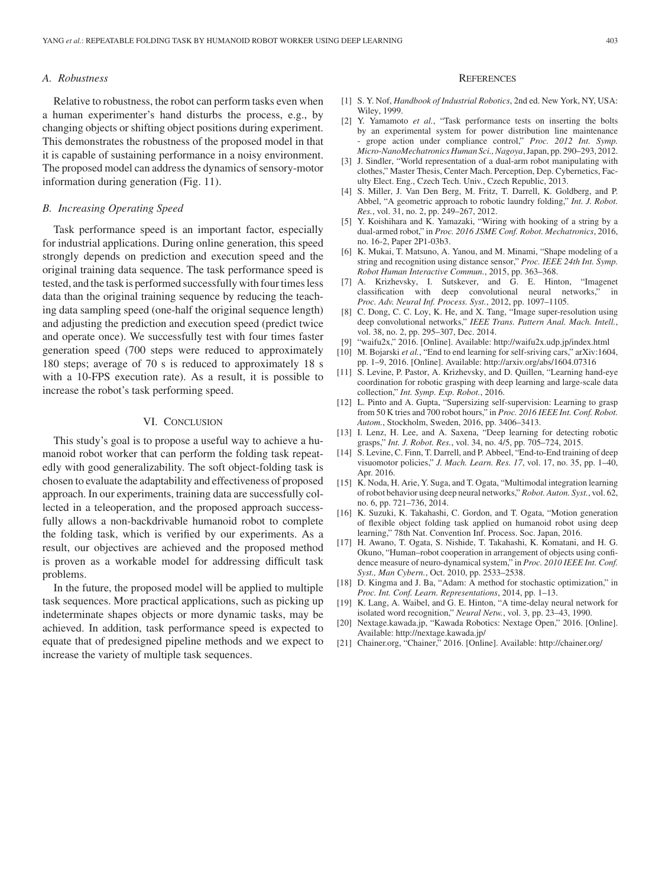### A. Robustness

Relative to robustness, the robot can perform tasks even when a human experimenter's hand disturbs the process, e.g., by changing objects or shifting object positions during experiment. This demonstrates the robustness of the proposed model in that it is capable of sustaining performance in a noisy environment. The proposed model can address the dynamics of sensory-motor information during generation (Fig. 11).

### B. Increasing Operating Speed

Task performance speed is an important factor, especially for industrial applications. During online generation, this speed strongly depends on prediction and execution speed and the original training data sequence. The task performance speed is tested, and the task is performed successfully with four times less data than the original training sequence by reducing the teaching data sampling speed (one-half the original sequence length) and adjusting the prediction and execution speed (predict twice and operate once). We successfully test with four times faster generation speed (700 steps were reduced to approximately 180 steps; average of 70 s is reduced to approximately 18 s with a 10-FPS execution rate). As a result, it is possible to increase the robot's task performing speed.

## VI. Conclusion

This study's goal is to propose a useful way to achieve a humanoid robot worker that can perform the folding task repeatedly with good generalizability. The soft object-folding task is chosen to evaluate the adaptability and effectiveness of proposed approach. In our experiments, training data are successfully collected in a teleoperation, and the proposed approach successfully allows a non-backdrivable humanoid robot to complete the folding task, which is verified by our experiments. As a result, our objectives are achieved and the proposed method is proven as a workable model for addressing difficult task problems.

In the future, the proposed model will be applied to multiple task sequences. More practical applications, such as picking up indeterminate shapes objects or more dynamic tasks, may be achieved. In addition, task performance speed is expected to equate that of predesigned pipeline methods and we expect to increase the variety of multiple task sequences.

## References

[1] S. Y. Nof, *Handbook of Industrial Robotics*, 2nd ed. New York, NY, USA: Wiley, 1999.

[2] Y. Yamamoto *et al.*, "Task performance tests on inserting the bolts by an experimental system for power distribution line maintenance - grope action under compliance control," *Proc. 2012 Int. Symp. Micro-NanoMechatronics Human Sci., Nagoya*, Japan, pp. 290–293, 2012.

[3] J. Sindler, "World representation of a dual-arm robot manipulating with clothes," Master Thesis, Center Mach. Perception, Dep. Cybernetics, Faculty Elect. Eng., Czech Tech. Univ., Czech Republic, 2013.

[4] S. Miller, J. Van Den Berg, M. Fritz, T. Darrell, K. Goldberg, and P. Abbel, "A geometric approach to robotic laundry folding," *Int. J. Robot. Res.*, vol. 31, no. 2, pp. 249–267, 2012.

[5] Y. Koishihara and K. Yamazaki, "Wiring with hooking of a string by a dual-armed robot," in *Proc. 2016 JSME Conf. Robot. Mechatronics*, 2016, no. 16-2, Paper 2P1-03b3.

[6] K. Mukai, T. Matsuno, A. Yanou, and M. Minami, "Shape modeling of a string and recognition using distance sensor," *Proc. IEEE 24th Int. Symp. Robot Human Interactive Commun.*, 2015, pp. 363–368.

[7] A. Krizhevsky, I. Sutskever, and G. E. Hinton, "Imagenet classification with deep convolutional neural networks," in *Proc. Adv. Neural Inf. Process. Syst.*, 2012, pp. 1097–1105.

[8] C. Dong, C. C. Loy, K. He, and X. Tang, "Image super-resolution using deep convolutional networks," *IEEE Trans. Pattern Anal. Mach. Intell.*, vol. 38, no. 2, pp. 295–307, Dec. 2014.

[9] "waifu2x," 2016. [Online]. Available: http://waifu2x.udp.jp/index.html

[10] M. Bojarski *et al.*, "End to end learning for self-sriving cars," arXiv:1604, pp. 1–9, 2016. [Online]. Available: http://arxiv.org/abs/1604.07316

[11] S. Levine, P. Pastor, A. Krizhevsky, and D. Quillen, "Learning hand-eye coordination for robotic grasping with deep learning and large-scale data collection," *Int. Symp. Exp. Robot.*, 2016.

[12] L. Pinto and A. Gupta, "Supersizing self-supervision: Learning to grasp from 50 K tries and 700 robot hours," in *Proc. 2016 IEEE Int. Conf. Robot. Autom.*, Stockholm, Sweden, 2016, pp. 3406–3413.

[13] I. Lenz, H. Lee, and A. Saxena, "Deep learning for detecting robotic grasps," *Int. J. Robot. Res.*, vol. 34, no. 4/5, pp. 705–724, 2015.

[14] S. Levine, C. Finn, T. Darrell, and P. Abbeel, "End-to-End training of deep visuomotor policies," *J. Mach. Learn. Res. 17*, vol. 17, no. 35, pp. 1–40, Apr. 2016.

[15] K. Noda, H. Arie, Y. Suga, and T. Ogata, "Multimodal integration learning of robot behavior using deep neural networks," *Robot. Auton. Syst.*, vol. 62, no. 6, pp. 721–736, 2014.

[16] K. Suzuki, K. Takahashi, C. Gordon, and T. Ogata, "Motion generation of flexible object folding task applied on humanoid robot using deep learning," 78th Nat. Convention Inf. Process. Soc. Japan, 2016.

[17] H. Awano, T. Ogata, S. Nishide, T. Takahashi, K. Komatani, and H. G. Okuno, "Human–robot cooperation in arrangement of objects using confidence measure of neuro-dynamical system," in *Proc. 2010 IEEE Int. Conf. Syst., Man Cybern.*, Oct. 2010, pp. 2533–2538.

[18] D. Kingma and J. Ba, "Adam: A method for stochastic optimization," in *Proc. Int. Conf. Learn. Representations*, 2014, pp. 1–13.

[19] K. Lang, A. Waibel, and G. E. Hinton, "A time-delay neural network for isolated word recognition," *Neural Netw.*, vol. 3, pp. 23–43, 1990.

[20] Nextage.kawada.jp, "Kawada Robotics: Nextage Open," 2016. [Online]. Available: http://nextage.kawada.jp/

[21] Chainer.org, "Chainer," 2016. [Online]. Available: http://chainer.org/